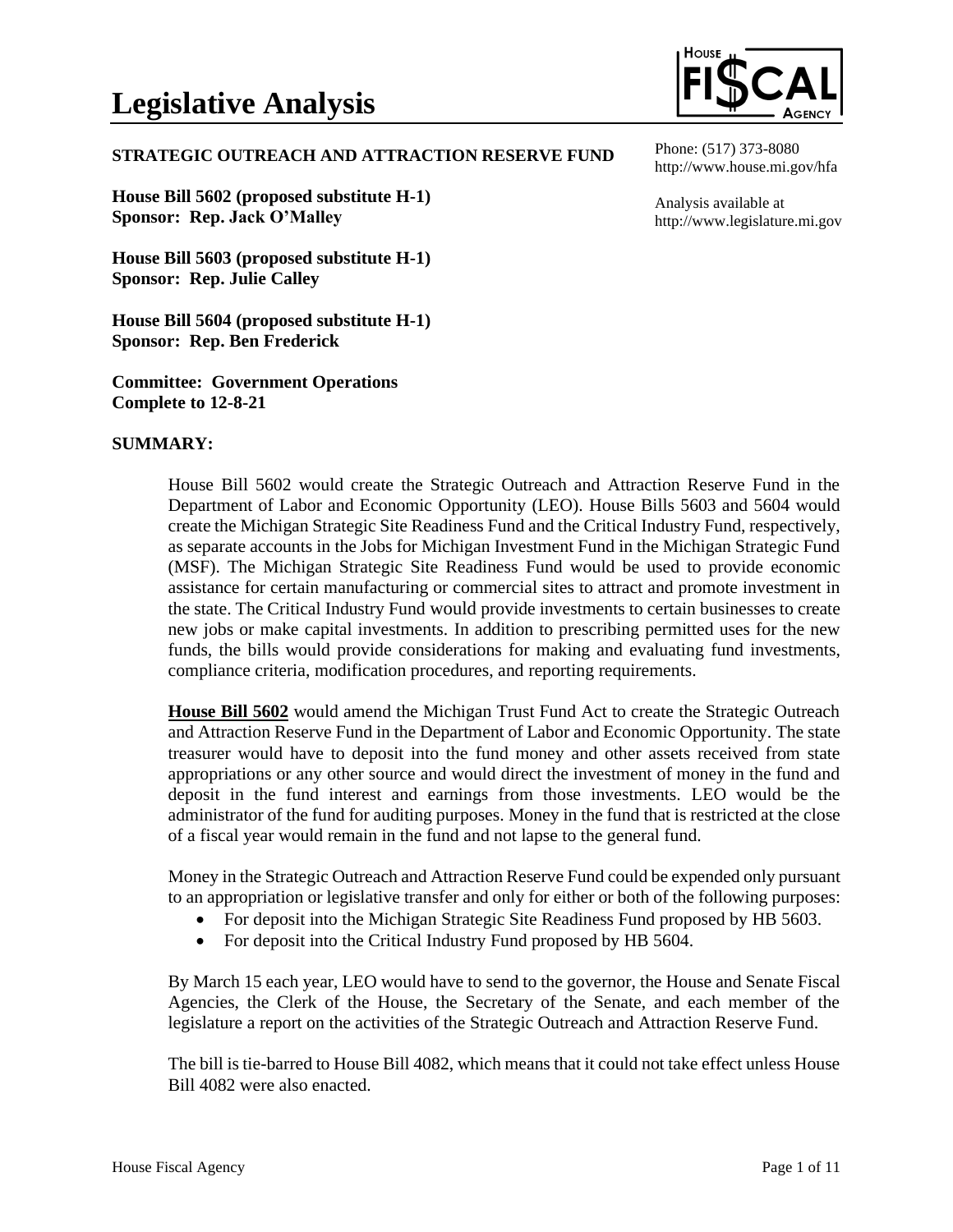# Legislative Analysis

**STRATEGIC OUTREACH AND ATTRACTION RESERVE FUND**

Phone: (517) 373-8080
http://www.house.mi.gov/hfa

Analysis available at
http://www.legislature.mi.gov

**House Bill 5602 (proposed substitute H-1)**
**Sponsor: Rep. Jack O'Malley**

**House Bill 5603 (proposed substitute H-1)**
**Sponsor: Rep. Julie Calley**

**House Bill 5604 (proposed substitute H-1)**
**Sponsor: Rep. Ben Frederick**

**Committee: Government Operations**
**Complete to 12-8-21**

## SUMMARY:

House Bill 5602 would create the Strategic Outreach and Attraction Reserve Fund in the Department of Labor and Economic Opportunity (LEO). House Bills 5603 and 5604 would create the Michigan Strategic Site Readiness Fund and the Critical Industry Fund, respectively, as separate accounts in the Jobs for Michigan Investment Fund in the Michigan Strategic Fund (MSF). The Michigan Strategic Site Readiness Fund would be used to provide economic assistance for certain manufacturing or commercial sites to attract and promote investment in the state. The Critical Industry Fund would provide investments to certain businesses to create new jobs or make capital investments. In addition to prescribing permitted uses for the new funds, the bills would provide considerations for making and evaluating fund investments, compliance criteria, modification procedures, and reporting requirements.

**House Bill 5602** would amend the Michigan Trust Fund Act to create the Strategic Outreach and Attraction Reserve Fund in the Department of Labor and Economic Opportunity. The state treasurer would have to deposit into the fund money and other assets received from state appropriations or any other source and would direct the investment of money in the fund and deposit in the fund interest and earnings from those investments. LEO would be the administrator of the fund for auditing purposes. Money in the fund that is restricted at the close of a fiscal year would remain in the fund and not lapse to the general fund.

Money in the Strategic Outreach and Attraction Reserve Fund could be expended only pursuant to an appropriation or legislative transfer and only for either or both of the following purposes:

- For deposit into the Michigan Strategic Site Readiness Fund proposed by HB 5603.
- For deposit into the Critical Industry Fund proposed by HB 5604.

By March 15 each year, LEO would have to send to the governor, the House and Senate Fiscal Agencies, the Clerk of the House, the Secretary of the Senate, and each member of the legislature a report on the activities of the Strategic Outreach and Attraction Reserve Fund.

The bill is tie-barred to House Bill 4082, which means that it could not take effect unless House Bill 4082 were also enacted.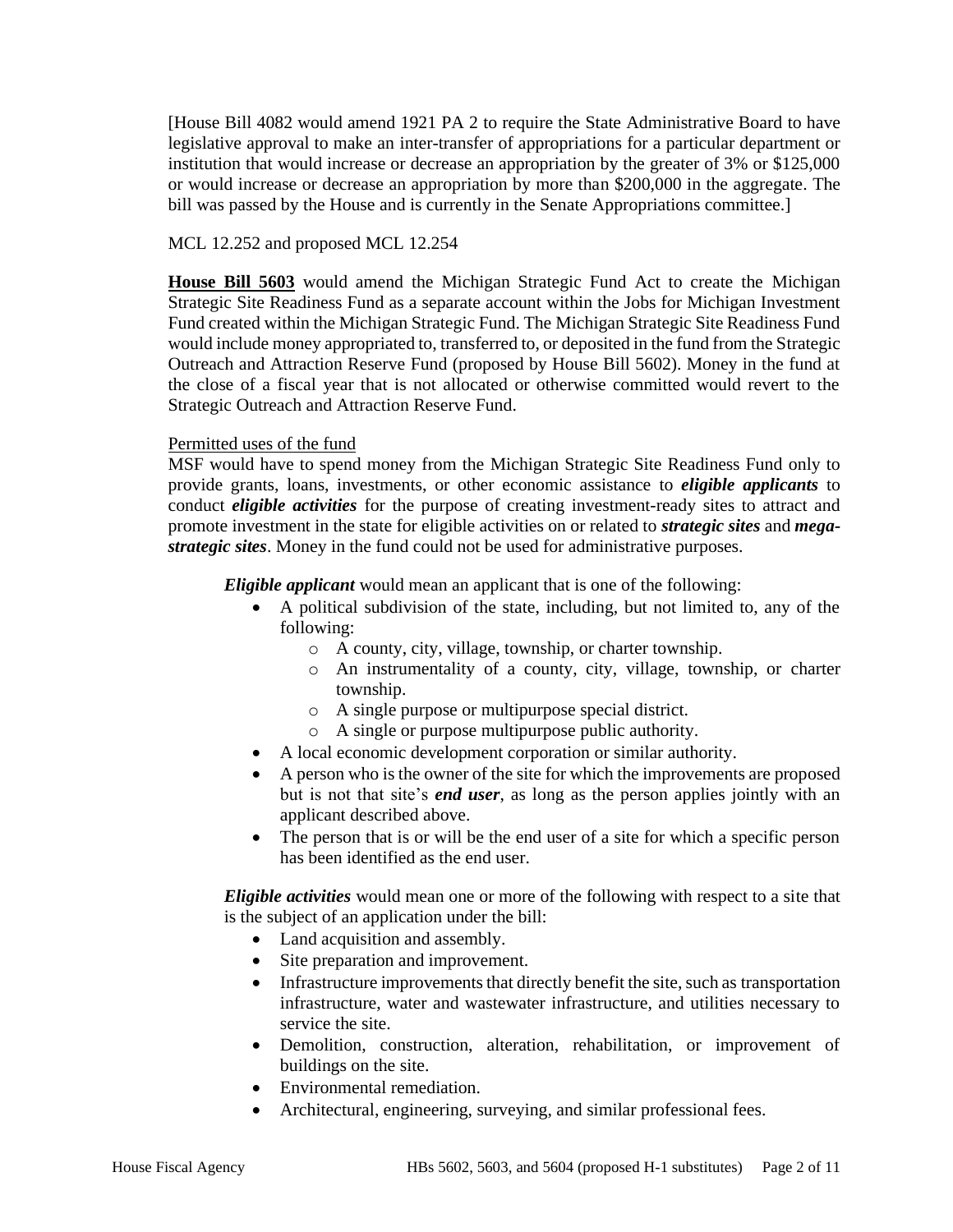[House Bill 4082 would amend 1921 PA 2 to require the State Administrative Board to have legislative approval to make an inter-transfer of appropriations for a particular department or institution that would increase or decrease an appropriation by the greater of 3% or $125,000 or would increase or decrease an appropriation by more than $200,000 in the aggregate. The bill was passed by the House and is currently in the Senate Appropriations committee.]

MCL 12.252 and proposed MCL 12.254

**House Bill 5603** would amend the Michigan Strategic Fund Act to create the Michigan Strategic Site Readiness Fund as a separate account within the Jobs for Michigan Investment Fund created within the Michigan Strategic Fund. The Michigan Strategic Site Readiness Fund would include money appropriated to, transferred to, or deposited in the fund from the Strategic Outreach and Attraction Reserve Fund (proposed by House Bill 5602). Money in the fund at the close of a fiscal year that is not allocated or otherwise committed would revert to the Strategic Outreach and Attraction Reserve Fund.

Permitted uses of the fund

MSF would have to spend money from the Michigan Strategic Site Readiness Fund only to provide grants, loans, investments, or other economic assistance to ***eligible applicants*** to conduct ***eligible activities*** for the purpose of creating investment-ready sites to attract and promote investment in the state for eligible activities on or related to ***strategic sites*** and ***mega-strategic sites***. Money in the fund could not be used for administrative purposes.

***Eligible applicant*** would mean an applicant that is one of the following:

- A political subdivision of the state, including, but not limited to, any of the following:
  - A county, city, village, township, or charter township.
  - An instrumentality of a county, city, village, township, or charter township.
  - A single purpose or multipurpose special district.
  - A single or purpose multipurpose public authority.
- A local economic development corporation or similar authority.
- A person who is the owner of the site for which the improvements are proposed but is not that site's ***end user***, as long as the person applies jointly with an applicant described above.
- The person that is or will be the end user of a site for which a specific person has been identified as the end user.

***Eligible activities*** would mean one or more of the following with respect to a site that is the subject of an application under the bill:

- Land acquisition and assembly.
- Site preparation and improvement.
- Infrastructure improvements that directly benefit the site, such as transportation infrastructure, water and wastewater infrastructure, and utilities necessary to service the site.
- Demolition, construction, alteration, rehabilitation, or improvement of buildings on the site.
- Environmental remediation.
- Architectural, engineering, surveying, and similar professional fees.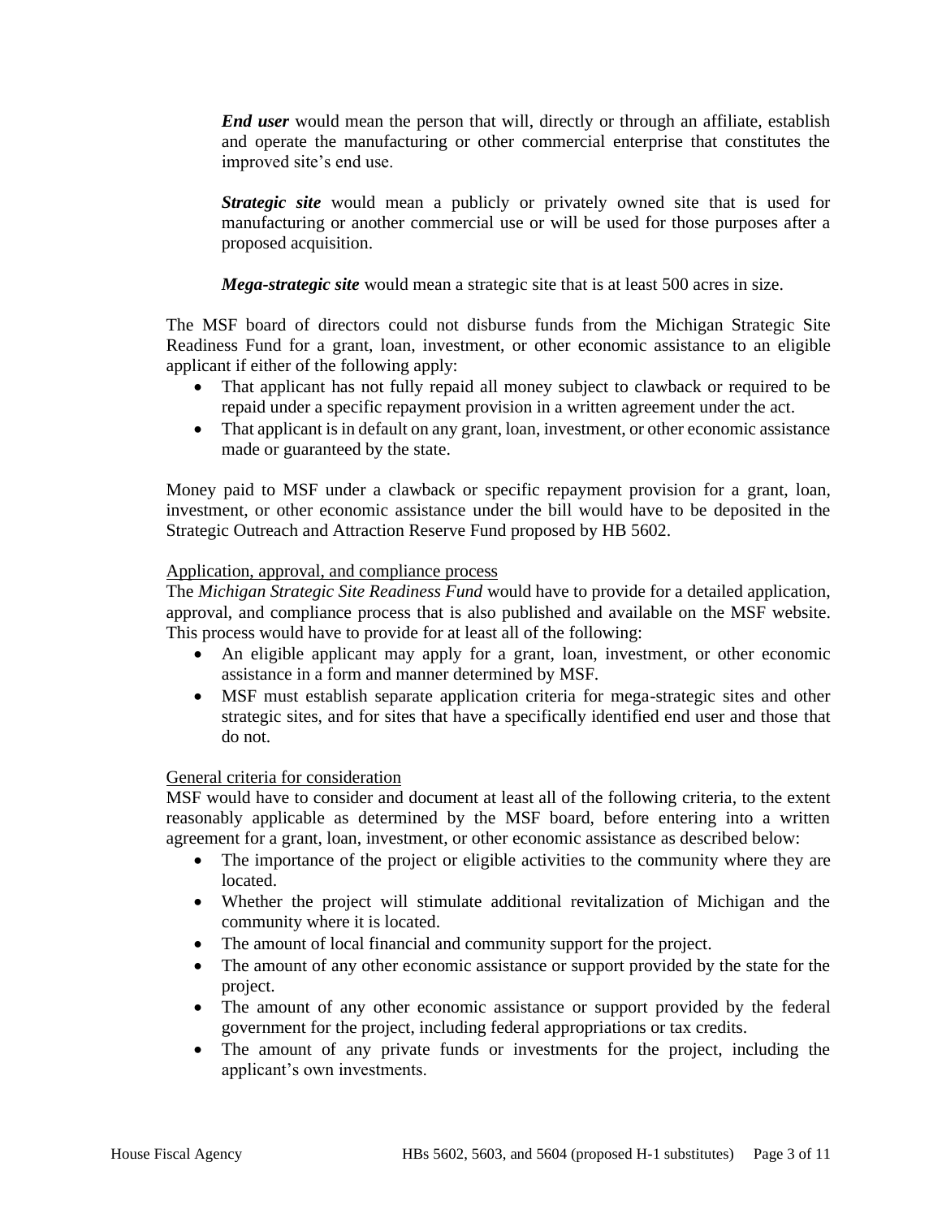***End user*** would mean the person that will, directly or through an affiliate, establish and operate the manufacturing or other commercial enterprise that constitutes the improved site's end use.

***Strategic site*** would mean a publicly or privately owned site that is used for manufacturing or another commercial use or will be used for those purposes after a proposed acquisition.

***Mega-strategic site*** would mean a strategic site that is at least 500 acres in size.

The MSF board of directors could not disburse funds from the Michigan Strategic Site Readiness Fund for a grant, loan, investment, or other economic assistance to an eligible applicant if either of the following apply:

- That applicant has not fully repaid all money subject to clawback or required to be repaid under a specific repayment provision in a written agreement under the act.
- That applicant is in default on any grant, loan, investment, or other economic assistance made or guaranteed by the state.

Money paid to MSF under a clawback or specific repayment provision for a grant, loan, investment, or other economic assistance under the bill would have to be deposited in the Strategic Outreach and Attraction Reserve Fund proposed by HB 5602.

<u>Application, approval, and compliance process</u>

The *Michigan Strategic Site Readiness Fund* would have to provide for a detailed application, approval, and compliance process that is also published and available on the MSF website. This process would have to provide for at least all of the following:

- An eligible applicant may apply for a grant, loan, investment, or other economic assistance in a form and manner determined by MSF.
- MSF must establish separate application criteria for mega-strategic sites and other strategic sites, and for sites that have a specifically identified end user and those that do not.

<u>General criteria for consideration</u>

MSF would have to consider and document at least all of the following criteria, to the extent reasonably applicable as determined by the MSF board, before entering into a written agreement for a grant, loan, investment, or other economic assistance as described below:

- The importance of the project or eligible activities to the community where they are located.
- Whether the project will stimulate additional revitalization of Michigan and the community where it is located.
- The amount of local financial and community support for the project.
- The amount of any other economic assistance or support provided by the state for the project.
- The amount of any other economic assistance or support provided by the federal government for the project, including federal appropriations or tax credits.
- The amount of any private funds or investments for the project, including the applicant's own investments.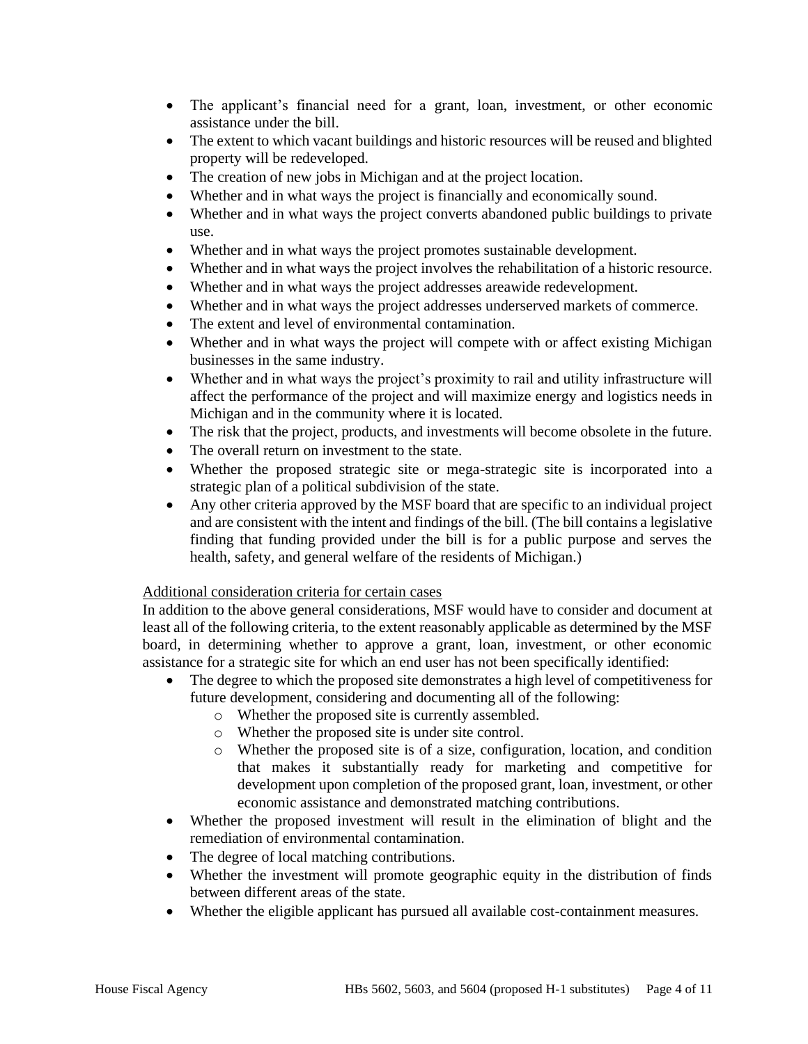- The applicant's financial need for a grant, loan, investment, or other economic assistance under the bill.
- The extent to which vacant buildings and historic resources will be reused and blighted property will be redeveloped.
- The creation of new jobs in Michigan and at the project location.
- Whether and in what ways the project is financially and economically sound.
- Whether and in what ways the project converts abandoned public buildings to private use.
- Whether and in what ways the project promotes sustainable development.
- Whether and in what ways the project involves the rehabilitation of a historic resource.
- Whether and in what ways the project addresses areawide redevelopment.
- Whether and in what ways the project addresses underserved markets of commerce.
- The extent and level of environmental contamination.
- Whether and in what ways the project will compete with or affect existing Michigan businesses in the same industry.
- Whether and in what ways the project's proximity to rail and utility infrastructure will affect the performance of the project and will maximize energy and logistics needs in Michigan and in the community where it is located.
- The risk that the project, products, and investments will become obsolete in the future.
- The overall return on investment to the state.
- Whether the proposed strategic site or mega-strategic site is incorporated into a strategic plan of a political subdivision of the state.
- Any other criteria approved by the MSF board that are specific to an individual project and are consistent with the intent and findings of the bill. (The bill contains a legislative finding that funding provided under the bill is for a public purpose and serves the health, safety, and general welfare of the residents of Michigan.)

Additional consideration criteria for certain cases

In addition to the above general considerations, MSF would have to consider and document at least all of the following criteria, to the extent reasonably applicable as determined by the MSF board, in determining whether to approve a grant, loan, investment, or other economic assistance for a strategic site for which an end user has not been specifically identified:

- The degree to which the proposed site demonstrates a high level of competitiveness for future development, considering and documenting all of the following:
  - Whether the proposed site is currently assembled.
  - Whether the proposed site is under site control.
  - Whether the proposed site is of a size, configuration, location, and condition that makes it substantially ready for marketing and competitive for development upon completion of the proposed grant, loan, investment, or other economic assistance and demonstrated matching contributions.
- Whether the proposed investment will result in the elimination of blight and the remediation of environmental contamination.
- The degree of local matching contributions.
- Whether the investment will promote geographic equity in the distribution of finds between different areas of the state.
- Whether the eligible applicant has pursued all available cost-containment measures.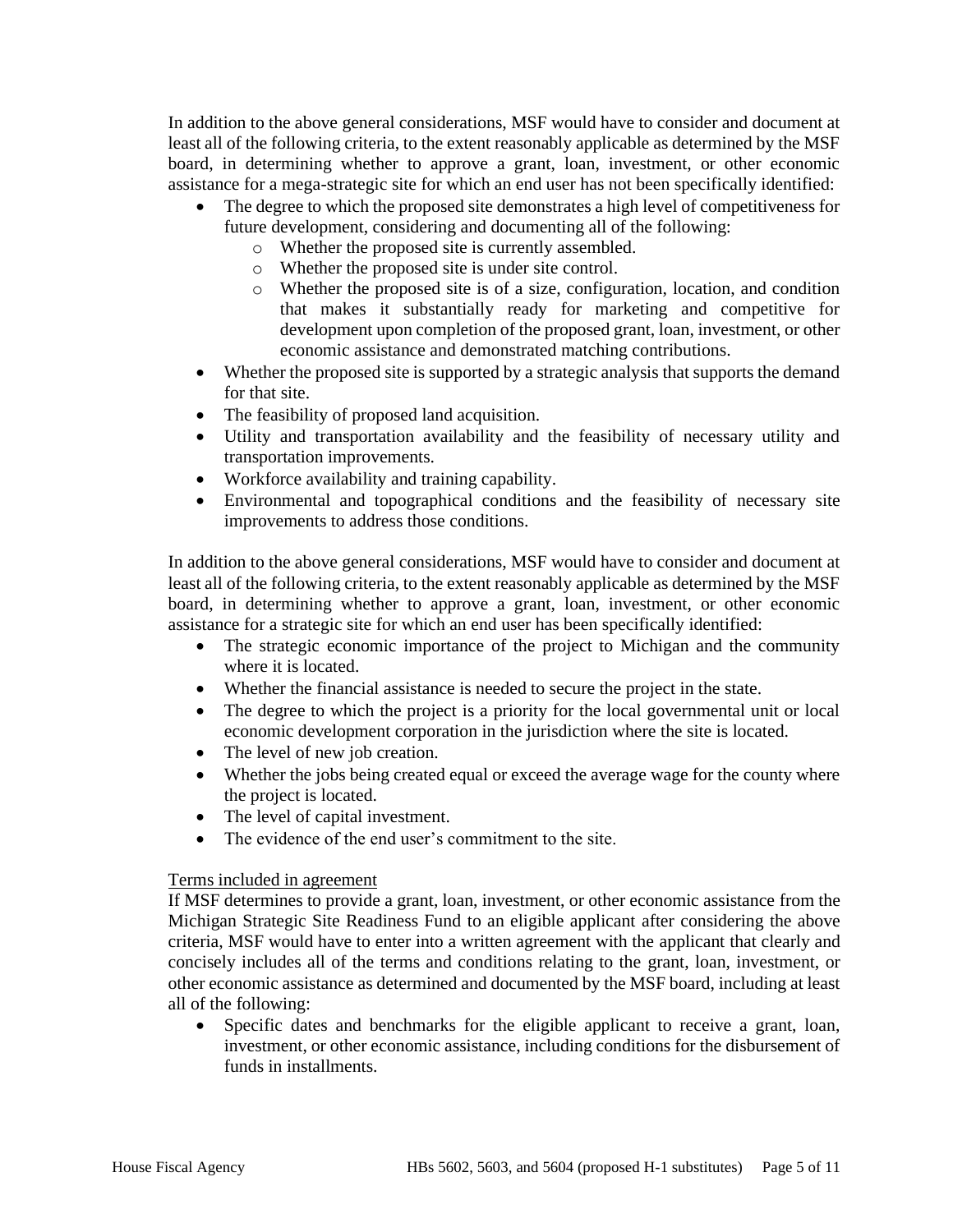In addition to the above general considerations, MSF would have to consider and document at least all of the following criteria, to the extent reasonably applicable as determined by the MSF board, in determining whether to approve a grant, loan, investment, or other economic assistance for a mega-strategic site for which an end user has not been specifically identified:

- The degree to which the proposed site demonstrates a high level of competitiveness for future development, considering and documenting all of the following:
  - Whether the proposed site is currently assembled.
  - Whether the proposed site is under site control.
  - Whether the proposed site is of a size, configuration, location, and condition that makes it substantially ready for marketing and competitive for development upon completion of the proposed grant, loan, investment, or other economic assistance and demonstrated matching contributions.
- Whether the proposed site is supported by a strategic analysis that supports the demand for that site.
- The feasibility of proposed land acquisition.
- Utility and transportation availability and the feasibility of necessary utility and transportation improvements.
- Workforce availability and training capability.
- Environmental and topographical conditions and the feasibility of necessary site improvements to address those conditions.

In addition to the above general considerations, MSF would have to consider and document at least all of the following criteria, to the extent reasonably applicable as determined by the MSF board, in determining whether to approve a grant, loan, investment, or other economic assistance for a strategic site for which an end user has been specifically identified:

- The strategic economic importance of the project to Michigan and the community where it is located.
- Whether the financial assistance is needed to secure the project in the state.
- The degree to which the project is a priority for the local governmental unit or local economic development corporation in the jurisdiction where the site is located.
- The level of new job creation.
- Whether the jobs being created equal or exceed the average wage for the county where the project is located.
- The level of capital investment.
- The evidence of the end user's commitment to the site.

Terms included in agreement

If MSF determines to provide a grant, loan, investment, or other economic assistance from the Michigan Strategic Site Readiness Fund to an eligible applicant after considering the above criteria, MSF would have to enter into a written agreement with the applicant that clearly and concisely includes all of the terms and conditions relating to the grant, loan, investment, or other economic assistance as determined and documented by the MSF board, including at least all of the following:

- Specific dates and benchmarks for the eligible applicant to receive a grant, loan, investment, or other economic assistance, including conditions for the disbursement of funds in installments.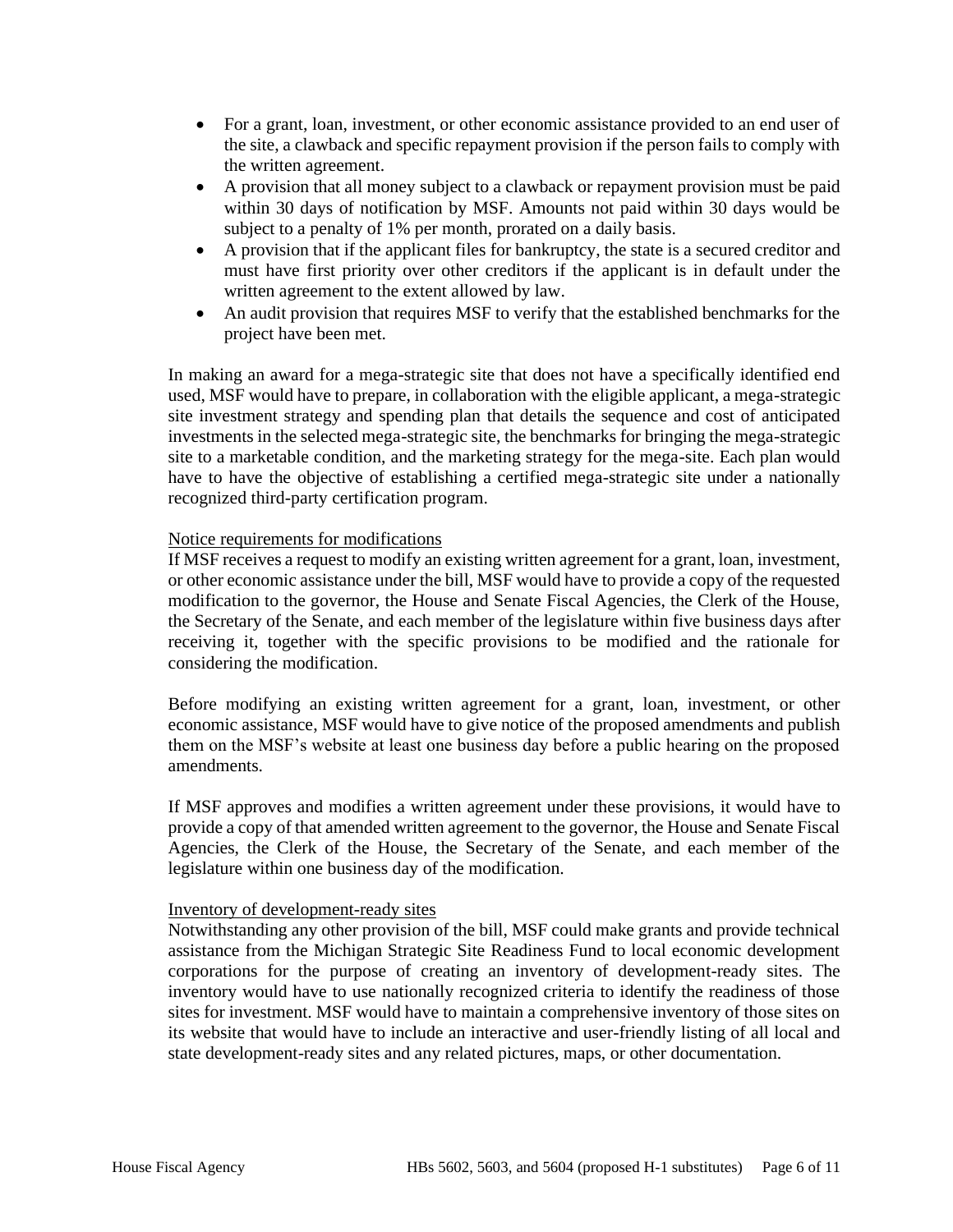- For a grant, loan, investment, or other economic assistance provided to an end user of the site, a clawback and specific repayment provision if the person fails to comply with the written agreement.
- A provision that all money subject to a clawback or repayment provision must be paid within 30 days of notification by MSF. Amounts not paid within 30 days would be subject to a penalty of 1% per month, prorated on a daily basis.
- A provision that if the applicant files for bankruptcy, the state is a secured creditor and must have first priority over other creditors if the applicant is in default under the written agreement to the extent allowed by law.
- An audit provision that requires MSF to verify that the established benchmarks for the project have been met.

In making an award for a mega-strategic site that does not have a specifically identified end used, MSF would have to prepare, in collaboration with the eligible applicant, a mega-strategic site investment strategy and spending plan that details the sequence and cost of anticipated investments in the selected mega-strategic site, the benchmarks for bringing the mega-strategic site to a marketable condition, and the marketing strategy for the mega-site. Each plan would have to have the objective of establishing a certified mega-strategic site under a nationally recognized third-party certification program.

Notice requirements for modifications

If MSF receives a request to modify an existing written agreement for a grant, loan, investment, or other economic assistance under the bill, MSF would have to provide a copy of the requested modification to the governor, the House and Senate Fiscal Agencies, the Clerk of the House, the Secretary of the Senate, and each member of the legislature within five business days after receiving it, together with the specific provisions to be modified and the rationale for considering the modification.

Before modifying an existing written agreement for a grant, loan, investment, or other economic assistance, MSF would have to give notice of the proposed amendments and publish them on the MSF's website at least one business day before a public hearing on the proposed amendments.

If MSF approves and modifies a written agreement under these provisions, it would have to provide a copy of that amended written agreement to the governor, the House and Senate Fiscal Agencies, the Clerk of the House, the Secretary of the Senate, and each member of the legislature within one business day of the modification.

Inventory of development-ready sites

Notwithstanding any other provision of the bill, MSF could make grants and provide technical assistance from the Michigan Strategic Site Readiness Fund to local economic development corporations for the purpose of creating an inventory of development-ready sites. The inventory would have to use nationally recognized criteria to identify the readiness of those sites for investment. MSF would have to maintain a comprehensive inventory of those sites on its website that would have to include an interactive and user-friendly listing of all local and state development-ready sites and any related pictures, maps, or other documentation.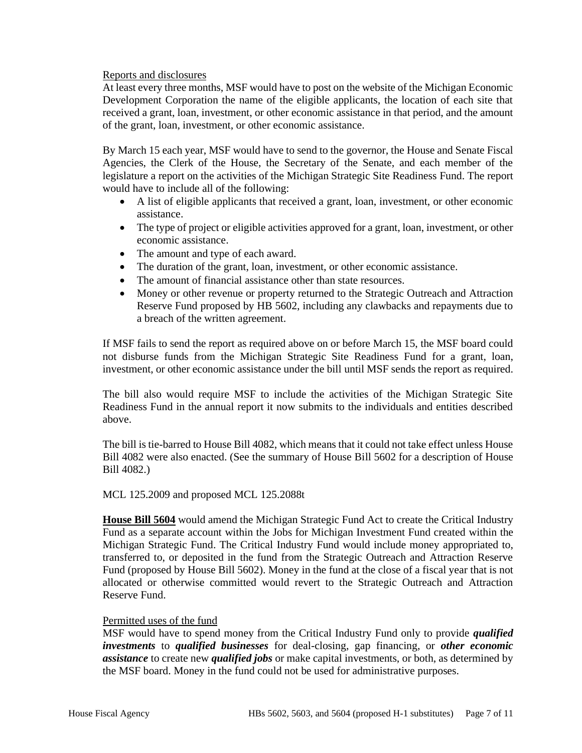Reports and disclosures

At least every three months, MSF would have to post on the website of the Michigan Economic Development Corporation the name of the eligible applicants, the location of each site that received a grant, loan, investment, or other economic assistance in that period, and the amount of the grant, loan, investment, or other economic assistance.

By March 15 each year, MSF would have to send to the governor, the House and Senate Fiscal Agencies, the Clerk of the House, the Secretary of the Senate, and each member of the legislature a report on the activities of the Michigan Strategic Site Readiness Fund. The report would have to include all of the following:

- A list of eligible applicants that received a grant, loan, investment, or other economic assistance.
- The type of project or eligible activities approved for a grant, loan, investment, or other economic assistance.
- The amount and type of each award.
- The duration of the grant, loan, investment, or other economic assistance.
- The amount of financial assistance other than state resources.
- Money or other revenue or property returned to the Strategic Outreach and Attraction Reserve Fund proposed by HB 5602, including any clawbacks and repayments due to a breach of the written agreement.

If MSF fails to send the report as required above on or before March 15, the MSF board could not disburse funds from the Michigan Strategic Site Readiness Fund for a grant, loan, investment, or other economic assistance under the bill until MSF sends the report as required.

The bill also would require MSF to include the activities of the Michigan Strategic Site Readiness Fund in the annual report it now submits to the individuals and entities described above.

The bill is tie-barred to House Bill 4082, which means that it could not take effect unless House Bill 4082 were also enacted. (See the summary of House Bill 5602 for a description of House Bill 4082.)

MCL 125.2009 and proposed MCL 125.2088t

<u>**House Bill 5604**</u> would amend the Michigan Strategic Fund Act to create the Critical Industry Fund as a separate account within the Jobs for Michigan Investment Fund created within the Michigan Strategic Fund. The Critical Industry Fund would include money appropriated to, transferred to, or deposited in the fund from the Strategic Outreach and Attraction Reserve Fund (proposed by House Bill 5602). Money in the fund at the close of a fiscal year that is not allocated or otherwise committed would revert to the Strategic Outreach and Attraction Reserve Fund.

Permitted uses of the fund

MSF would have to spend money from the Critical Industry Fund only to provide ***qualified investments*** to ***qualified businesses*** for deal-closing, gap financing, or ***other economic assistance*** to create new ***qualified jobs*** or make capital investments, or both, as determined by the MSF board. Money in the fund could not be used for administrative purposes.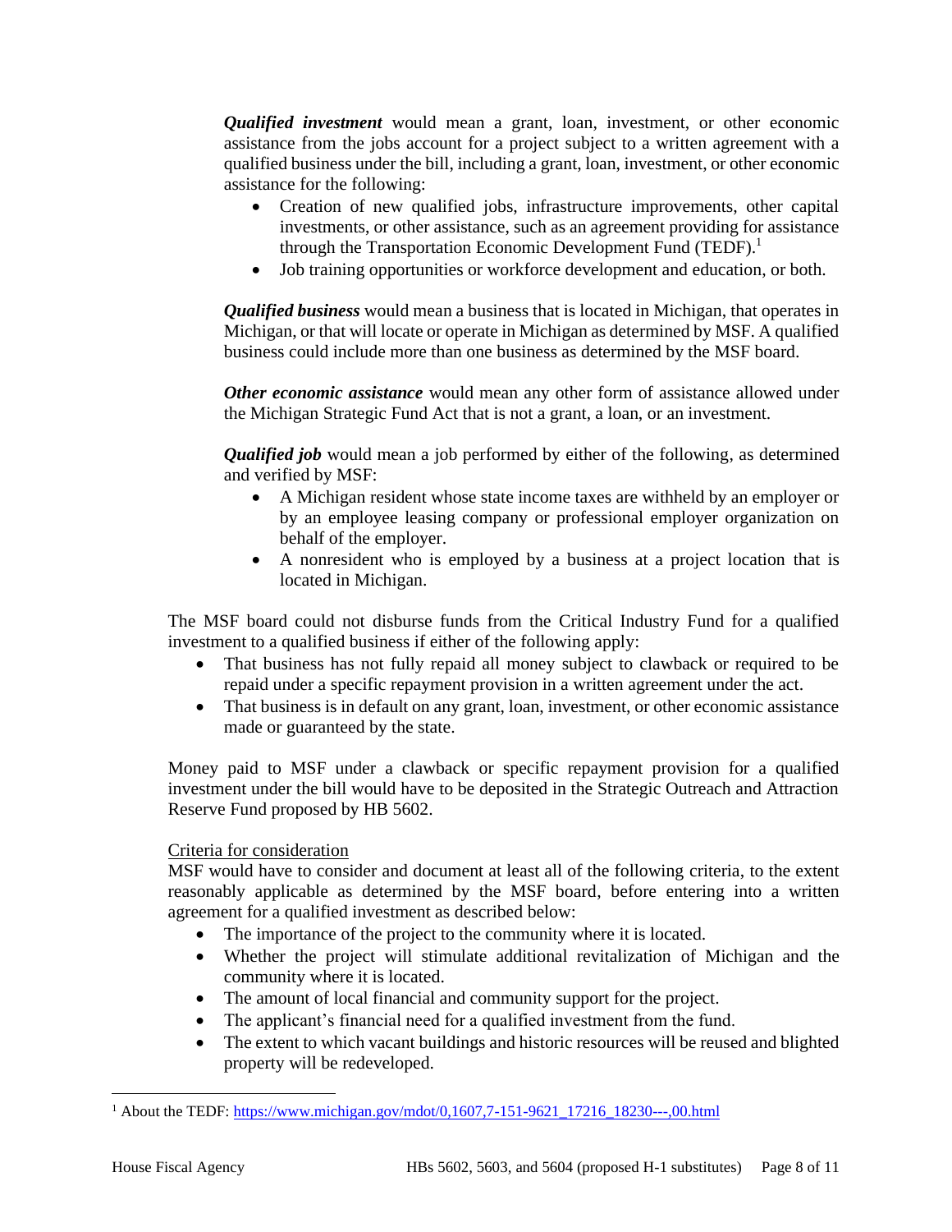***Qualified investment*** would mean a grant, loan, investment, or other economic assistance from the jobs account for a project subject to a written agreement with a qualified business under the bill, including a grant, loan, investment, or other economic assistance for the following:

- Creation of new qualified jobs, infrastructure improvements, other capital investments, or other assistance, such as an agreement providing for assistance through the Transportation Economic Development Fund (TEDF).[1]
- Job training opportunities or workforce development and education, or both.

***Qualified business*** would mean a business that is located in Michigan, that operates in Michigan, or that will locate or operate in Michigan as determined by MSF. A qualified business could include more than one business as determined by the MSF board.

***Other economic assistance*** would mean any other form of assistance allowed under the Michigan Strategic Fund Act that is not a grant, a loan, or an investment.

***Qualified job*** would mean a job performed by either of the following, as determined and verified by MSF:

- A Michigan resident whose state income taxes are withheld by an employer or by an employee leasing company or professional employer organization on behalf of the employer.
- A nonresident who is employed by a business at a project location that is located in Michigan.

The MSF board could not disburse funds from the Critical Industry Fund for a qualified investment to a qualified business if either of the following apply:

- That business has not fully repaid all money subject to clawback or required to be repaid under a specific repayment provision in a written agreement under the act.
- That business is in default on any grant, loan, investment, or other economic assistance made or guaranteed by the state.

Money paid to MSF under a clawback or specific repayment provision for a qualified investment under the bill would have to be deposited in the Strategic Outreach and Attraction Reserve Fund proposed by HB 5602.

<u>Criteria for consideration</u>

MSF would have to consider and document at least all of the following criteria, to the extent reasonably applicable as determined by the MSF board, before entering into a written agreement for a qualified investment as described below:

- The importance of the project to the community where it is located.
- Whether the project will stimulate additional revitalization of Michigan and the community where it is located.
- The amount of local financial and community support for the project.
- The applicant's financial need for a qualified investment from the fund.
- The extent to which vacant buildings and historic resources will be reused and blighted property will be redeveloped.

[1] About the TEDF: https://www.michigan.gov/mdot/0,1607,7-151-9621_17216_18230---,00.html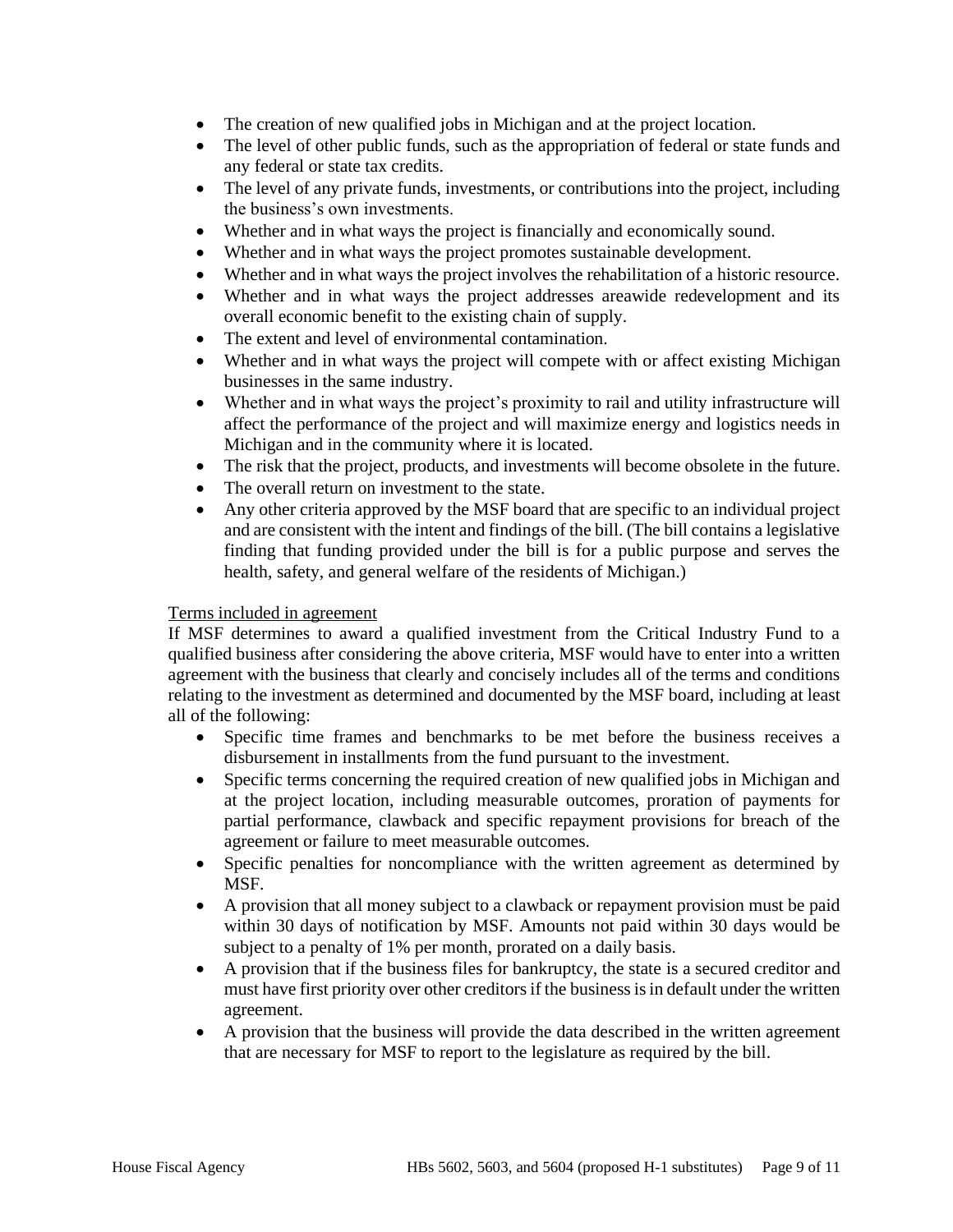- The creation of new qualified jobs in Michigan and at the project location.
- The level of other public funds, such as the appropriation of federal or state funds and any federal or state tax credits.
- The level of any private funds, investments, or contributions into the project, including the business's own investments.
- Whether and in what ways the project is financially and economically sound.
- Whether and in what ways the project promotes sustainable development.
- Whether and in what ways the project involves the rehabilitation of a historic resource.
- Whether and in what ways the project addresses areawide redevelopment and its overall economic benefit to the existing chain of supply.
- The extent and level of environmental contamination.
- Whether and in what ways the project will compete with or affect existing Michigan businesses in the same industry.
- Whether and in what ways the project's proximity to rail and utility infrastructure will affect the performance of the project and will maximize energy and logistics needs in Michigan and in the community where it is located.
- The risk that the project, products, and investments will become obsolete in the future.
- The overall return on investment to the state.
- Any other criteria approved by the MSF board that are specific to an individual project and are consistent with the intent and findings of the bill. (The bill contains a legislative finding that funding provided under the bill is for a public purpose and serves the health, safety, and general welfare of the residents of Michigan.)

Terms included in agreement

If MSF determines to award a qualified investment from the Critical Industry Fund to a qualified business after considering the above criteria, MSF would have to enter into a written agreement with the business that clearly and concisely includes all of the terms and conditions relating to the investment as determined and documented by the MSF board, including at least all of the following:

- Specific time frames and benchmarks to be met before the business receives a disbursement in installments from the fund pursuant to the investment.
- Specific terms concerning the required creation of new qualified jobs in Michigan and at the project location, including measurable outcomes, proration of payments for partial performance, clawback and specific repayment provisions for breach of the agreement or failure to meet measurable outcomes.
- Specific penalties for noncompliance with the written agreement as determined by MSF.
- A provision that all money subject to a clawback or repayment provision must be paid within 30 days of notification by MSF. Amounts not paid within 30 days would be subject to a penalty of 1% per month, prorated on a daily basis.
- A provision that if the business files for bankruptcy, the state is a secured creditor and must have first priority over other creditors if the business is in default under the written agreement.
- A provision that the business will provide the data described in the written agreement that are necessary for MSF to report to the legislature as required by the bill.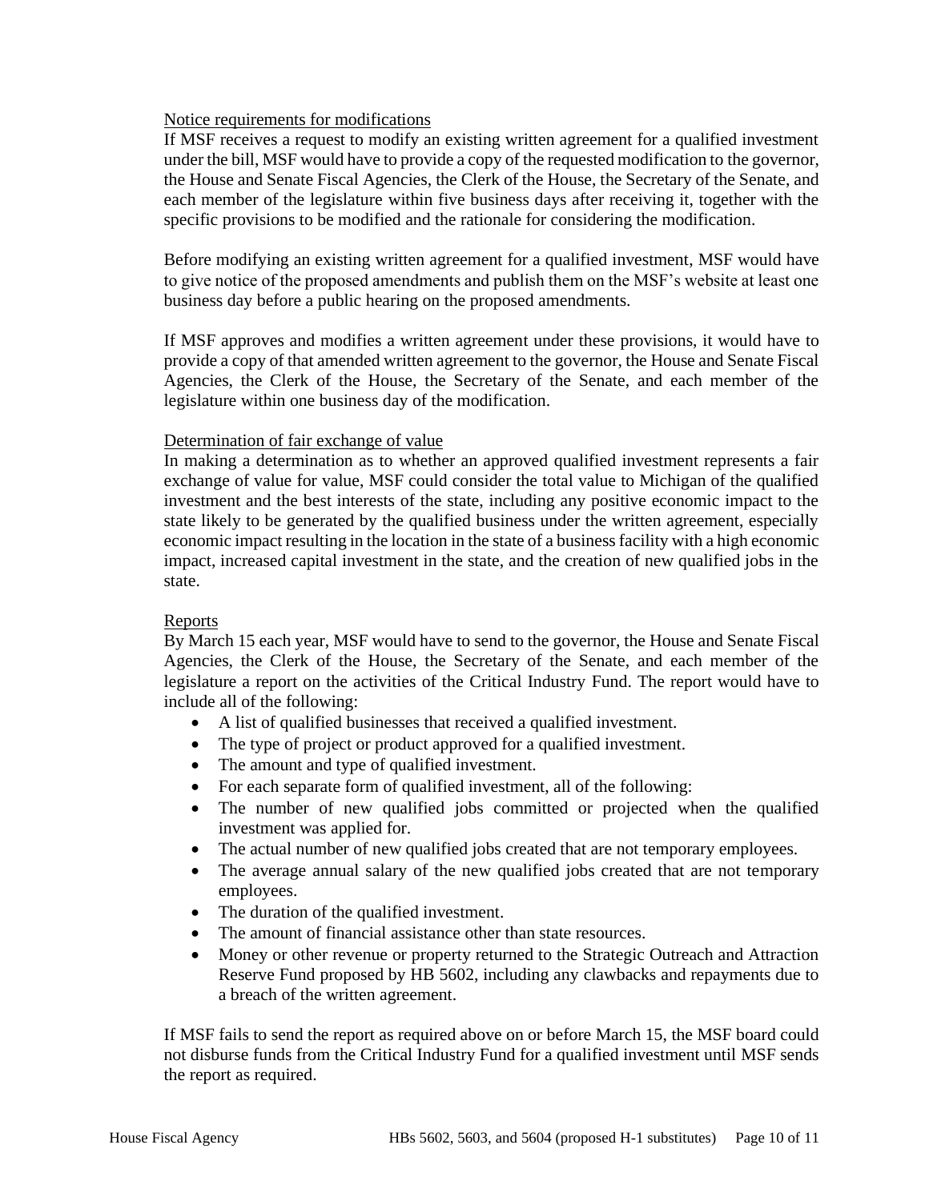Notice requirements for modifications

If MSF receives a request to modify an existing written agreement for a qualified investment under the bill, MSF would have to provide a copy of the requested modification to the governor, the House and Senate Fiscal Agencies, the Clerk of the House, the Secretary of the Senate, and each member of the legislature within five business days after receiving it, together with the specific provisions to be modified and the rationale for considering the modification.

Before modifying an existing written agreement for a qualified investment, MSF would have to give notice of the proposed amendments and publish them on the MSF's website at least one business day before a public hearing on the proposed amendments.

If MSF approves and modifies a written agreement under these provisions, it would have to provide a copy of that amended written agreement to the governor, the House and Senate Fiscal Agencies, the Clerk of the House, the Secretary of the Senate, and each member of the legislature within one business day of the modification.

Determination of fair exchange of value

In making a determination as to whether an approved qualified investment represents a fair exchange of value for value, MSF could consider the total value to Michigan of the qualified investment and the best interests of the state, including any positive economic impact to the state likely to be generated by the qualified business under the written agreement, especially economic impact resulting in the location in the state of a business facility with a high economic impact, increased capital investment in the state, and the creation of new qualified jobs in the state.

Reports

By March 15 each year, MSF would have to send to the governor, the House and Senate Fiscal Agencies, the Clerk of the House, the Secretary of the Senate, and each member of the legislature a report on the activities of the Critical Industry Fund. The report would have to include all of the following:

- A list of qualified businesses that received a qualified investment.
- The type of project or product approved for a qualified investment.
- The amount and type of qualified investment.
- For each separate form of qualified investment, all of the following:
- The number of new qualified jobs committed or projected when the qualified investment was applied for.
- The actual number of new qualified jobs created that are not temporary employees.
- The average annual salary of the new qualified jobs created that are not temporary employees.
- The duration of the qualified investment.
- The amount of financial assistance other than state resources.
- Money or other revenue or property returned to the Strategic Outreach and Attraction Reserve Fund proposed by HB 5602, including any clawbacks and repayments due to a breach of the written agreement.

If MSF fails to send the report as required above on or before March 15, the MSF board could not disburse funds from the Critical Industry Fund for a qualified investment until MSF sends the report as required.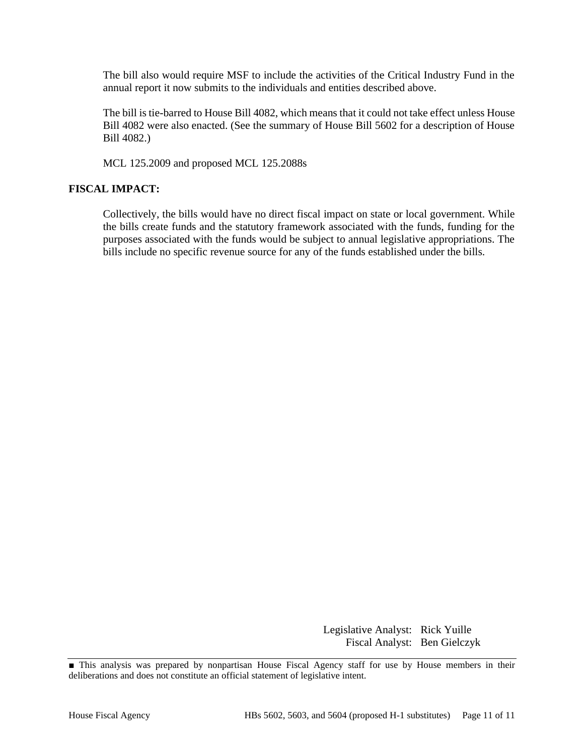The bill also would require MSF to include the activities of the Critical Industry Fund in the annual report it now submits to the individuals and entities described above.

The bill is tie-barred to House Bill 4082, which means that it could not take effect unless House Bill 4082 were also enacted. (See the summary of House Bill 5602 for a description of House Bill 4082.)

MCL 125.2009 and proposed MCL 125.2088s

**FISCAL IMPACT:**

Collectively, the bills would have no direct fiscal impact on state or local government. While the bills create funds and the statutory framework associated with the funds, funding for the purposes associated with the funds would be subject to annual legislative appropriations. The bills include no specific revenue source for any of the funds established under the bills.

Legislative Analyst: Rick Yuille
Fiscal Analyst: Ben Gielczyk

■ This analysis was prepared by nonpartisan House Fiscal Agency staff for use by House members in their deliberations and does not constitute an official statement of legislative intent.